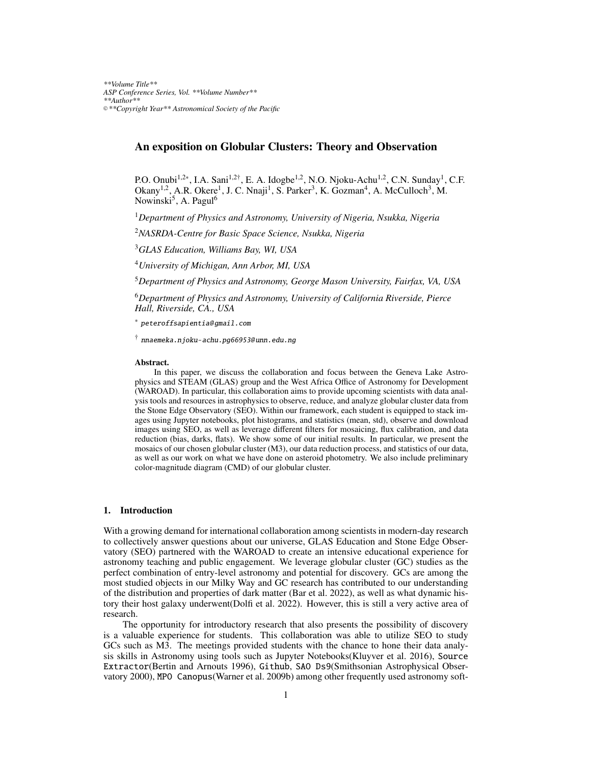*\*\*Volume Title\*\**
*ASP Conference Series, Vol. \*\*Volume Number\*\**
*\*\*Author\*\**
*© \*\*Copyright Year\*\* Astronomical Society of the Pacific*

# An exposition on Globular Clusters: Theory and Observation

P.O. Onubi[1,2*], I.A. Sani[1,2†], E. A. Idogbe[1,2], N.O. Njoku-Achu[1,2], C.N. Sunday[1], C.F. Okany[1,2], A.R. Okere[1], J. C. Nnaji[1], S. Parker[3], K. Gozman[4], A. McCulloch[3], M. Nowinski[5], A. Pagul[6]

[1]*Department of Physics and Astronomy, University of Nigeria, Nsukka, Nigeria*

[2]*NASRDA-Centre for Basic Space Science, Nsukka, Nigeria*

[3]*GLAS Education, Williams Bay, WI, USA*

[4]*University of Michigan, Ann Arbor, MI, USA*

[5]*Department of Physics and Astronomy, George Mason University, Fairfax, VA, USA*

[6]*Department of Physics and Astronomy, University of California Riverside, Pierce Hall, Riverside, CA., USA*

[*] peteroffsapientia@gmail.com

[†] nnaemeka.njoku-achu.pg66953@unn.edu.ng

**Abstract.** In this paper, we discuss the collaboration and focus between the Geneva Lake Astrophysics and STEAM (GLAS) group and the West Africa Office of Astronomy for Development (WAROAD). In particular, this collaboration aims to provide upcoming scientists with data analysis tools and resources in astrophysics to observe, reduce, and analyze globular cluster data from the Stone Edge Observatory (SEO). Within our framework, each student is equipped to stack images using Jupyter notebooks, plot histograms, and statistics (mean, std), observe and download images using SEO, as well as leverage different filters for mosaicing, flux calibration, and data reduction (bias, darks, flats). We show some of our initial results. In particular, we present the mosaics of our chosen globular cluster (M3), our data reduction process, and statistics of our data, as well as our work on what we have done on asteroid photometry. We also include preliminary color-magnitude diagram (CMD) of our globular cluster.

## 1. Introduction

With a growing demand for international collaboration among scientists in modern-day research to collectively answer questions about our universe, GLAS Education and Stone Edge Observatory (SEO) partnered with the WAROAD to create an intensive educational experience for astronomy teaching and public engagement. We leverage globular cluster (GC) studies as the perfect combination of entry-level astronomy and potential for discovery. GCs are among the most studied objects in our Milky Way and GC research has contributed to our understanding of the distribution and properties of dark matter (Bar et al. 2022), as well as what dynamic history their host galaxy underwent(Dolfi et al. 2022). However, this is still a very active area of research.

The opportunity for introductory research that also presents the possibility of discovery is a valuable experience for students. This collaboration was able to utilize SEO to study GCs such as M3. The meetings provided students with the chance to hone their data analysis skills in Astronomy using tools such as Jupyter Notebooks(Kluyver et al. 2016), `Source Extractor`(Bertin and Arnouts 1996), `Github`, `SAO Ds9`(Smithsonian Astrophysical Observatory 2000), `MPO Canopus`(Warner et al. 2009b) among other frequently used astronomy soft-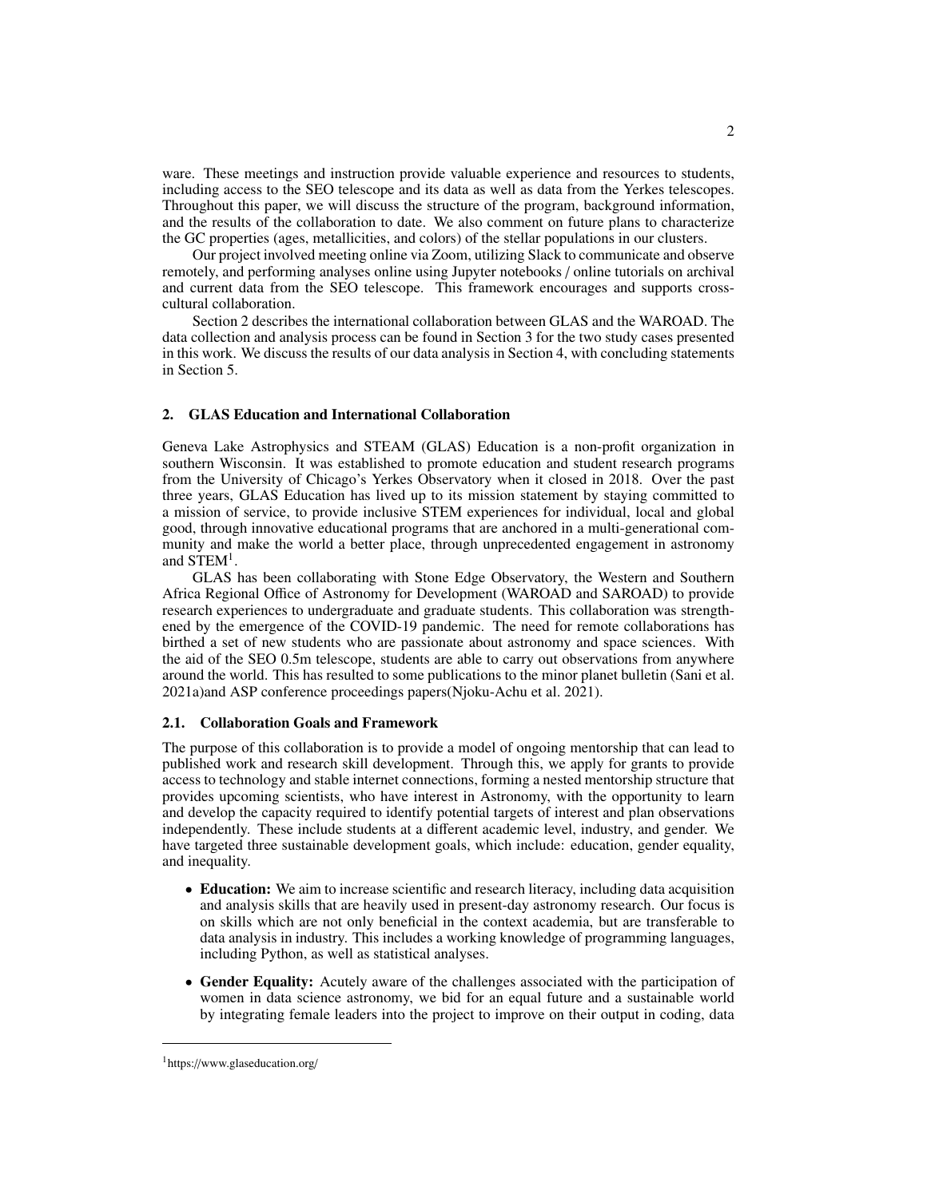ware. These meetings and instruction provide valuable experience and resources to students, including access to the SEO telescope and its data as well as data from the Yerkes telescopes. Throughout this paper, we will discuss the structure of the program, background information, and the results of the collaboration to date. We also comment on future plans to characterize the GC properties (ages, metallicities, and colors) of the stellar populations in our clusters.

Our project involved meeting online via Zoom, utilizing Slack to communicate and observe remotely, and performing analyses online using Jupyter notebooks / online tutorials on archival and current data from the SEO telescope. This framework encourages and supports cross-cultural collaboration.

Section 2 describes the international collaboration between GLAS and the WAROAD. The data collection and analysis process can be found in Section 3 for the two study cases presented in this work. We discuss the results of our data analysis in Section 4, with concluding statements in Section 5.

## 2. GLAS Education and International Collaboration

Geneva Lake Astrophysics and STEAM (GLAS) Education is a non-profit organization in southern Wisconsin. It was established to promote education and student research programs from the University of Chicago's Yerkes Observatory when it closed in 2018. Over the past three years, GLAS Education has lived up to its mission statement by staying committed to a mission of service, to provide inclusive STEM experiences for individual, local and global good, through innovative educational programs that are anchored in a multi-generational community and make the world a better place, through unprecedented engagement in astronomy and STEM[1].

GLAS has been collaborating with Stone Edge Observatory, the Western and Southern Africa Regional Office of Astronomy for Development (WAROAD and SAROAD) to provide research experiences to undergraduate and graduate students. This collaboration was strengthened by the emergence of the COVID-19 pandemic. The need for remote collaborations has birthed a set of new students who are passionate about astronomy and space sciences. With the aid of the SEO 0.5m telescope, students are able to carry out observations from anywhere around the world. This has resulted to some publications to the minor planet bulletin (Sani et al. 2021a)and ASP conference proceedings papers(Njoku-Achu et al. 2021).

### 2.1. Collaboration Goals and Framework

The purpose of this collaboration is to provide a model of ongoing mentorship that can lead to published work and research skill development. Through this, we apply for grants to provide access to technology and stable internet connections, forming a nested mentorship structure that provides upcoming scientists, who have interest in Astronomy, with the opportunity to learn and develop the capacity required to identify potential targets of interest and plan observations independently. These include students at a different academic level, industry, and gender. We have targeted three sustainable development goals, which include: education, gender equality, and inequality.

- **Education:** We aim to increase scientific and research literacy, including data acquisition and analysis skills that are heavily used in present-day astronomy research. Our focus is on skills which are not only beneficial in the context academia, but are transferable to data analysis in industry. This includes a working knowledge of programming languages, including Python, as well as statistical analyses.
- **Gender Equality:** Acutely aware of the challenges associated with the participation of women in data science astronomy, we bid for an equal future and a sustainable world by integrating female leaders into the project to improve on their output in coding, data

[1] https://www.glaseducation.org/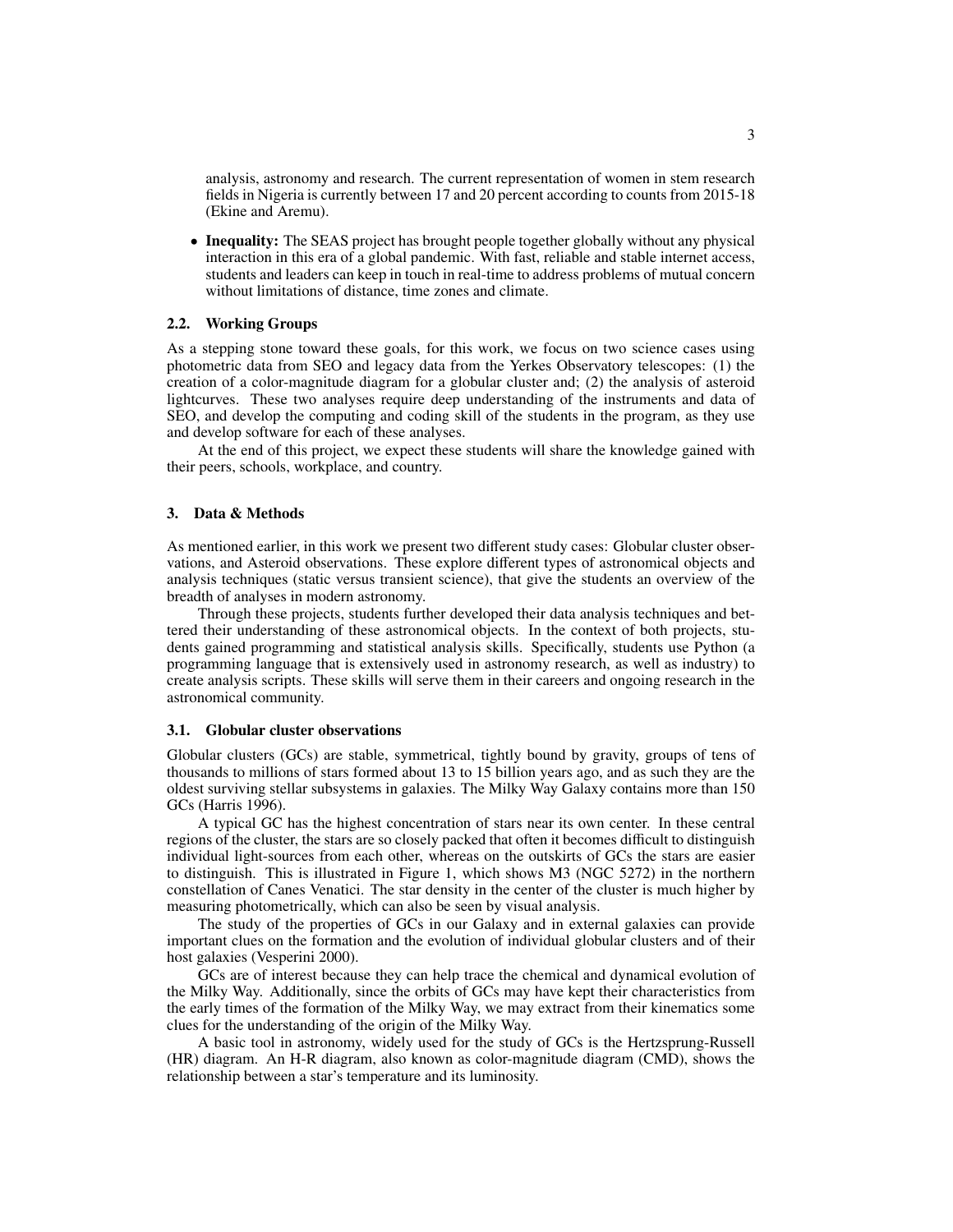analysis, astronomy and research. The current representation of women in stem research fields in Nigeria is currently between 17 and 20 percent according to counts from 2015-18 (Ekine and Aremu).

- **Inequality:** The SEAS project has brought people together globally without any physical interaction in this era of a global pandemic. With fast, reliable and stable internet access, students and leaders can keep in touch in real-time to address problems of mutual concern without limitations of distance, time zones and climate.

### 2.2. Working Groups

As a stepping stone toward these goals, for this work, we focus on two science cases using photometric data from SEO and legacy data from the Yerkes Observatory telescopes: (1) the creation of a color-magnitude diagram for a globular cluster and; (2) the analysis of asteroid lightcurves. These two analyses require deep understanding of the instruments and data of SEO, and develop the computing and coding skill of the students in the program, as they use and develop software for each of these analyses.

At the end of this project, we expect these students will share the knowledge gained with their peers, schools, workplace, and country.

## 3. Data & Methods

As mentioned earlier, in this work we present two different study cases: Globular cluster observations, and Asteroid observations. These explore different types of astronomical objects and analysis techniques (static versus transient science), that give the students an overview of the breadth of analyses in modern astronomy.

Through these projects, students further developed their data analysis techniques and bettered their understanding of these astronomical objects. In the context of both projects, students gained programming and statistical analysis skills. Specifically, students use Python (a programming language that is extensively used in astronomy research, as well as industry) to create analysis scripts. These skills will serve them in their careers and ongoing research in the astronomical community.

### 3.1. Globular cluster observations

Globular clusters (GCs) are stable, symmetrical, tightly bound by gravity, groups of tens of thousands to millions of stars formed about 13 to 15 billion years ago, and as such they are the oldest surviving stellar subsystems in galaxies. The Milky Way Galaxy contains more than 150 GCs (Harris 1996).

A typical GC has the highest concentration of stars near its own center. In these central regions of the cluster, the stars are so closely packed that often it becomes difficult to distinguish individual light-sources from each other, whereas on the outskirts of GCs the stars are easier to distinguish. This is illustrated in Figure 1, which shows M3 (NGC 5272) in the northern constellation of Canes Venatici. The star density in the center of the cluster is much higher by measuring photometrically, which can also be seen by visual analysis.

The study of the properties of GCs in our Galaxy and in external galaxies can provide important clues on the formation and the evolution of individual globular clusters and of their host galaxies (Vesperini 2000).

GCs are of interest because they can help trace the chemical and dynamical evolution of the Milky Way. Additionally, since the orbits of GCs may have kept their characteristics from the early times of the formation of the Milky Way, we may extract from their kinematics some clues for the understanding of the origin of the Milky Way.

A basic tool in astronomy, widely used for the study of GCs is the Hertzsprung-Russell (HR) diagram. An H-R diagram, also known as color-magnitude diagram (CMD), shows the relationship between a star's temperature and its luminosity.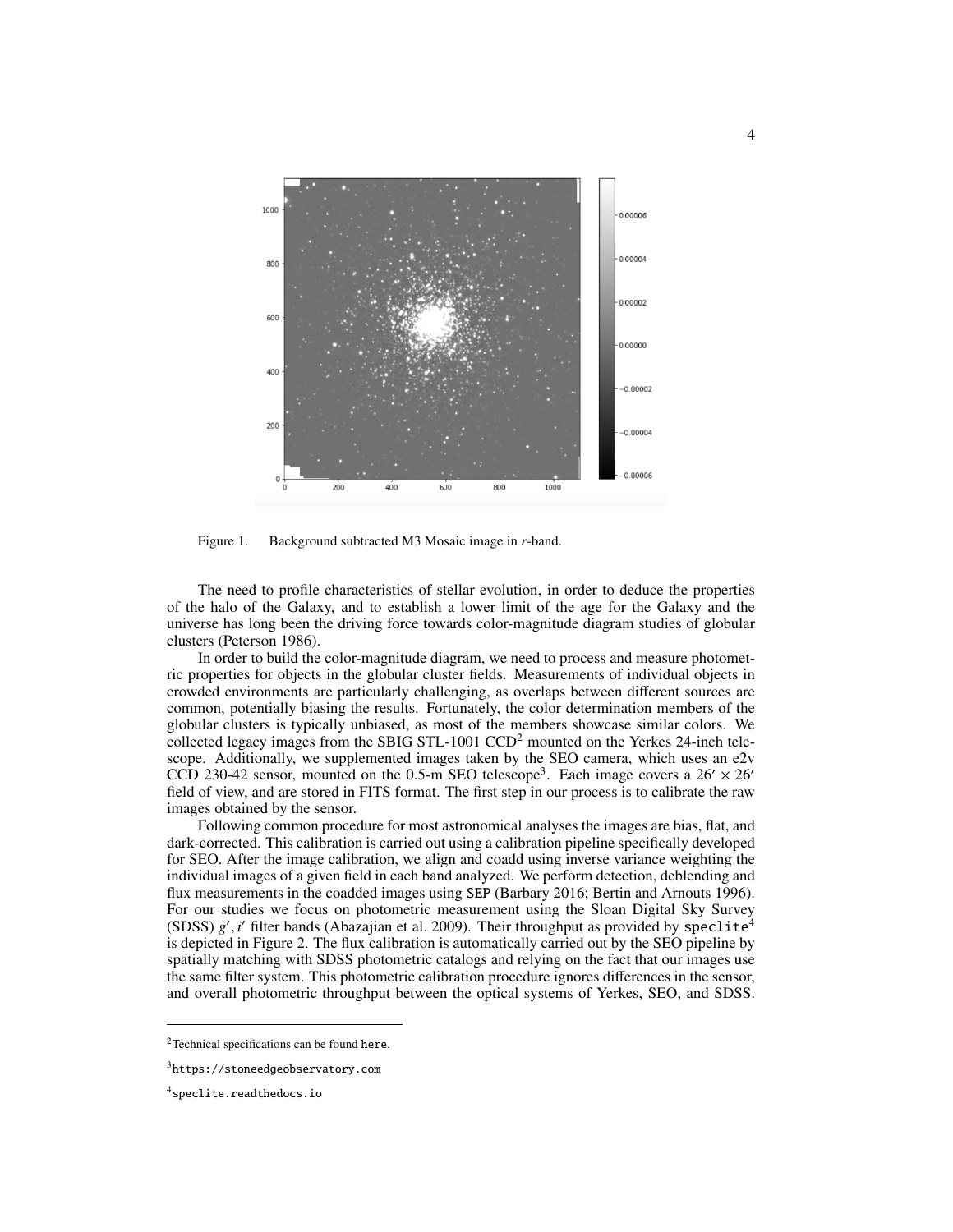Figure 1. Background subtracted M3 Mosaic image in *r*-band.

The need to profile characteristics of stellar evolution, in order to deduce the properties of the halo of the Galaxy, and to establish a lower limit of the age for the Galaxy and the universe has long been the driving force towards color-magnitude diagram studies of globular clusters (Peterson 1986).

In order to build the color-magnitude diagram, we need to process and measure photometric properties for objects in the globular cluster fields. Measurements of individual objects in crowded environments are particularly challenging, as overlaps between different sources are common, potentially biasing the results. Fortunately, the color determination members of the globular clusters is typically unbiased, as most of the members showcase similar colors. We collected legacy images from the SBIG STL-1001 CCD[2] mounted on the Yerkes 24-inch telescope. Additionally, we supplemented images taken by the SEO camera, which uses an e2v CCD 230-42 sensor, mounted on the 0.5-m SEO telescope[3]. Each image covers a $26' \times 26'$ field of view, and are stored in FITS format. The first step in our process is to calibrate the raw images obtained by the sensor.

Following common procedure for most astronomical analyses the images are bias, flat, and dark-corrected. This calibration is carried out using a calibration pipeline specifically developed for SEO. After the image calibration, we align and coadd using inverse variance weighting the individual images of a given field in each band analyzed. We perform detection, deblending and flux measurements in the coadded images using SEP (Barbary 2016; Bertin and Arnouts 1996). For our studies we focus on photometric measurement using the Sloan Digital Sky Survey (SDSS) $g', i'$ filter bands (Abazajian et al. 2009). Their throughput as provided by `speclite`[4] is depicted in Figure 2. The flux calibration is automatically carried out by the SEO pipeline by spatially matching with SDSS photometric catalogs and relying on the fact that our images use the same filter system. This photometric calibration procedure ignores differences in the sensor, and overall photometric throughput between the optical systems of Yerkes, SEO, and SDSS.

---

[2] Technical specifications can be found here.

[3] https://stoneedgeobservatory.com

[4] speclite.readthedocs.io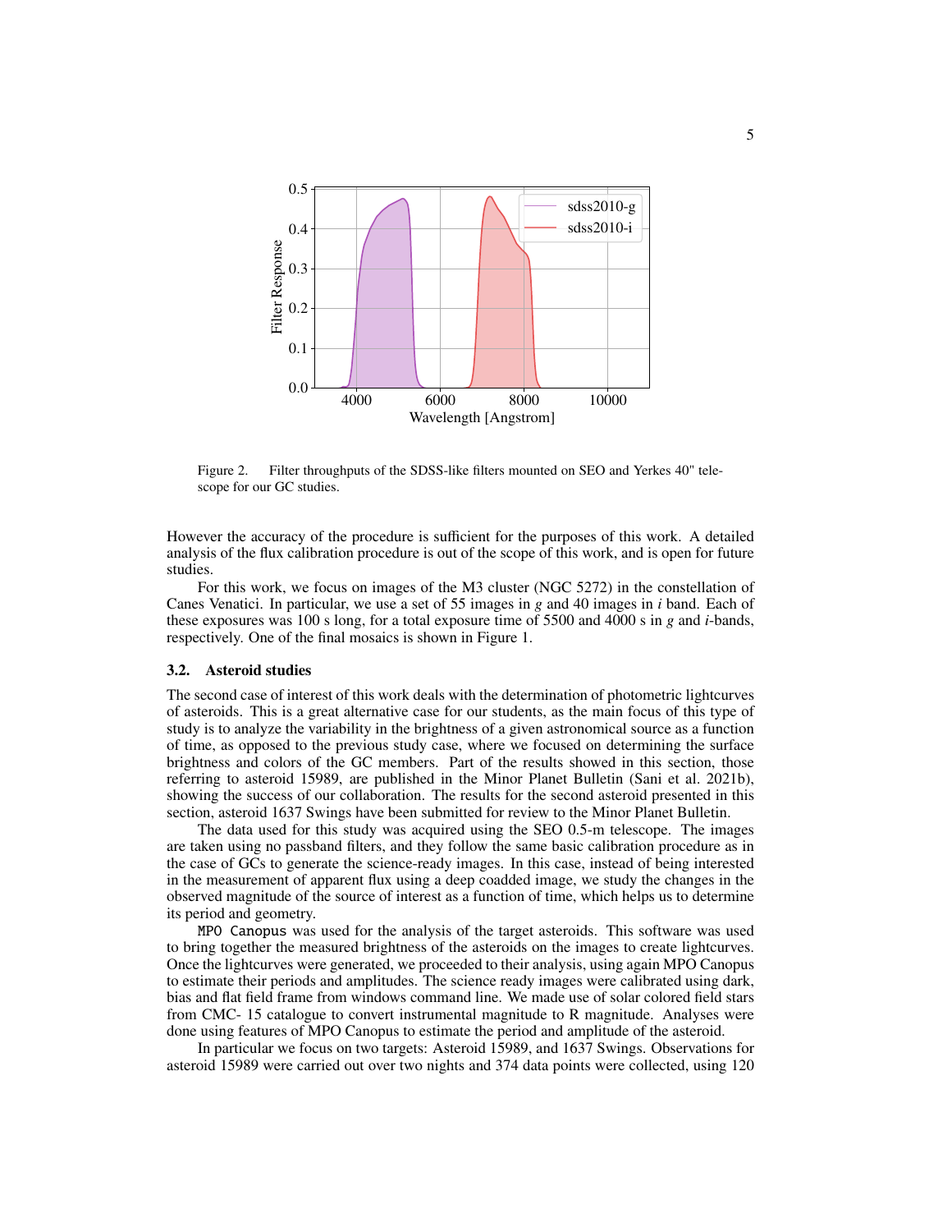Figure 2. Filter throughputs of the SDSS-like filters mounted on SEO and Yerkes 40" telescope for our GC studies.

However the accuracy of the procedure is sufficient for the purposes of this work. A detailed analysis of the flux calibration procedure is out of the scope of this work, and is open for future studies.

For this work, we focus on images of the M3 cluster (NGC 5272) in the constellation of Canes Venatici. In particular, we use a set of 55 images in *g* and 40 images in *i* band. Each of these exposures was 100 s long, for a total exposure time of 5500 and 4000 s in *g* and *i*-bands, respectively. One of the final mosaics is shown in Figure 1.

### 3.2. Asteroid studies

The second case of interest of this work deals with the determination of photometric lightcurves of asteroids. This is a great alternative case for our students, as the main focus of this type of study is to analyze the variability in the brightness of a given astronomical source as a function of time, as opposed to the previous study case, where we focused on determining the surface brightness and colors of the GC members. Part of the results showed in this section, those referring to asteroid 15989, are published in the Minor Planet Bulletin (Sani et al. 2021b), showing the success of our collaboration. The results for the second asteroid presented in this section, asteroid 1637 Swings have been submitted for review to the Minor Planet Bulletin.

The data used for this study was acquired using the SEO 0.5-m telescope. The images are taken using no passband filters, and they follow the same basic calibration procedure as in the case of GCs to generate the science-ready images. In this case, instead of being interested in the measurement of apparent flux using a deep coadded image, we study the changes in the observed magnitude of the source of interest as a function of time, which helps us to determine its period and geometry.

`MPO Canopus` was used for the analysis of the target asteroids. This software was used to bring together the measured brightness of the asteroids on the images to create lightcurves. Once the lightcurves were generated, we proceeded to their analysis, using again MPO Canopus to estimate their periods and amplitudes. The science ready images were calibrated using dark, bias and flat field frame from windows command line. We made use of solar colored field stars from CMC- 15 catalogue to convert instrumental magnitude to R magnitude. Analyses were done using features of MPO Canopus to estimate the period and amplitude of the asteroid.

In particular we focus on two targets: Asteroid 15989, and 1637 Swings. Observations for asteroid 15989 were carried out over two nights and 374 data points were collected, using 120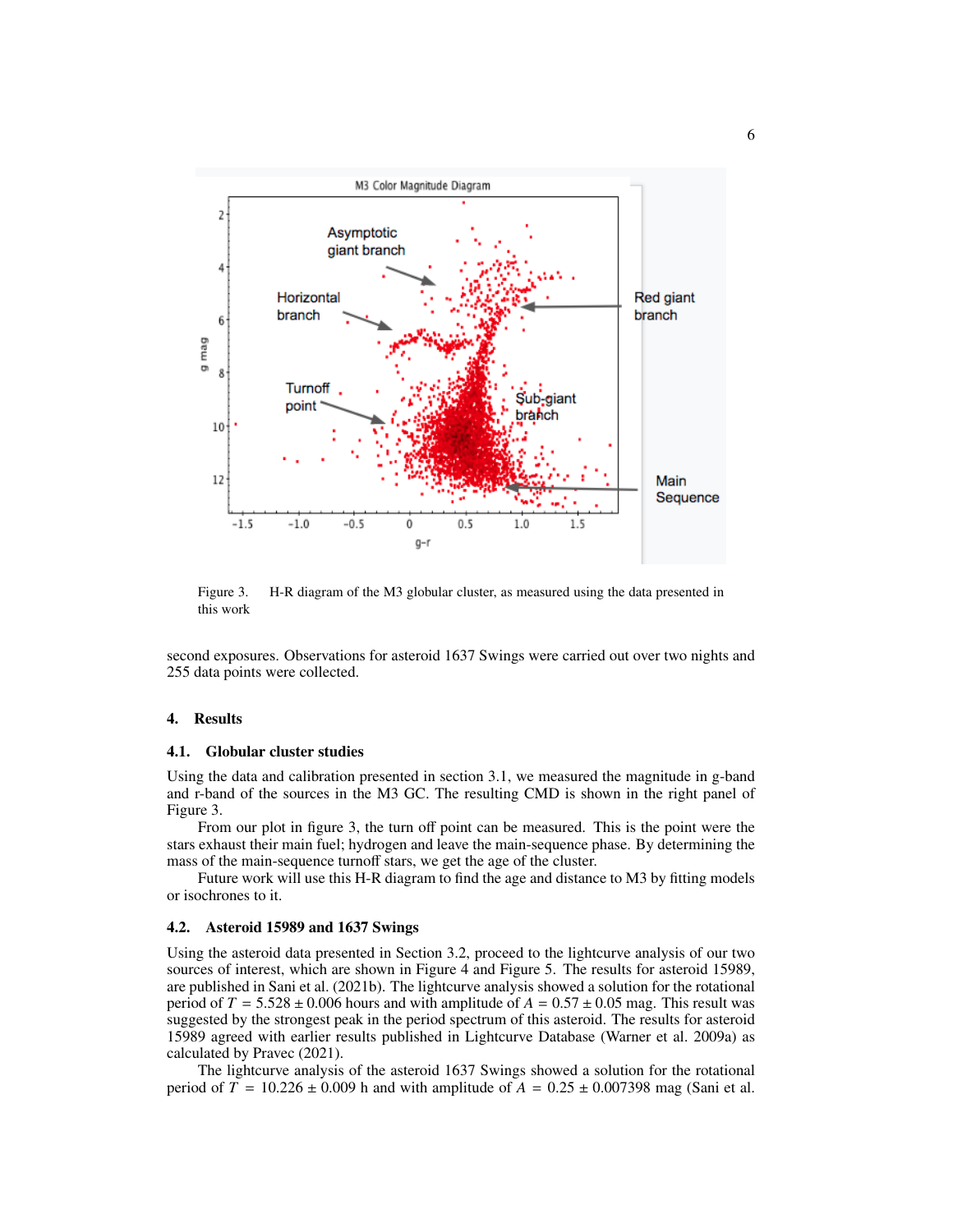Figure 3. H-R diagram of the M3 globular cluster, as measured using the data presented in this work

second exposures. Observations for asteroid 1637 Swings were carried out over two nights and 255 data points were collected.

## 4. Results

### 4.1. Globular cluster studies

Using the data and calibration presented in section 3.1, we measured the magnitude in g-band and r-band of the sources in the M3 GC. The resulting CMD is shown in the right panel of Figure 3.

From our plot in figure 3, the turn off point can be measured. This is the point were the stars exhaust their main fuel; hydrogen and leave the main-sequence phase. By determining the mass of the main-sequence turnoff stars, we get the age of the cluster.

Future work will use this H-R diagram to find the age and distance to M3 by fitting models or isochrones to it.

### 4.2. Asteroid 15989 and 1637 Swings

Using the asteroid data presented in Section 3.2, proceed to the lightcurve analysis of our two sources of interest, which are shown in Figure 4 and Figure 5. The results for asteroid 15989, are published in Sani et al. (2021b). The lightcurve analysis showed a solution for the rotational period of $T = 5.528 \pm 0.006$ hours and with amplitude of $A = 0.57 \pm 0.05$ mag. This result was suggested by the strongest peak in the period spectrum of this asteroid. The results for asteroid 15989 agreed with earlier results published in Lightcurve Database (Warner et al. 2009a) as calculated by Pravec (2021).

The lightcurve analysis of the asteroid 1637 Swings showed a solution for the rotational period of $T = 10.226 \pm 0.009$ h and with amplitude of $A = 0.25 \pm 0.007398$ mag (Sani et al.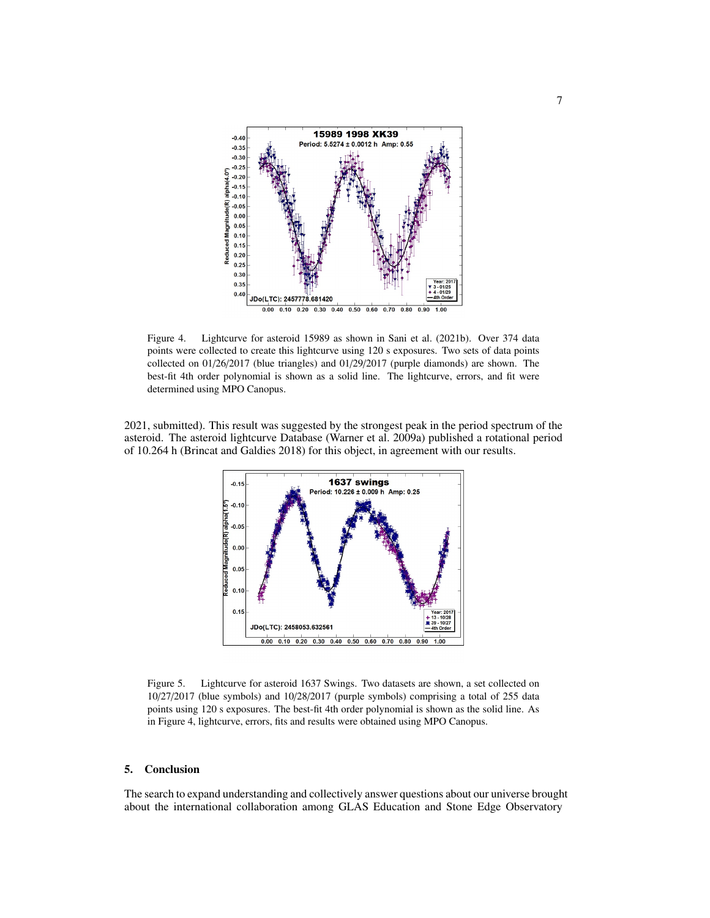Figure 4. Lightcurve for asteroid 15989 as shown in Sani et al. (2021b). Over 374 data points were collected to create this lightcurve using 120 s exposures. Two sets of data points collected on 01/26/2017 (blue triangles) and 01/29/2017 (purple diamonds) are shown. The best-fit 4th order polynomial is shown as a solid line. The lightcurve, errors, and fit were determined using MPO Canopus.

2021, submitted). This result was suggested by the strongest peak in the period spectrum of the asteroid. The asteroid lightcurve Database (Warner et al. 2009a) published a rotational period of 10.264 h (Brincat and Galdies 2018) for this object, in agreement with our results.

Figure 5. Lightcurve for asteroid 1637 Swings. Two datasets are shown, a set collected on 10/27/2017 (blue symbols) and 10/28/2017 (purple symbols) comprising a total of 255 data points using 120 s exposures. The best-fit 4th order polynomial is shown as the solid line. As in Figure 4, lightcurve, errors, fits and results were obtained using MPO Canopus.

## 5. Conclusion

The search to expand understanding and collectively answer questions about our universe brought about the international collaboration among GLAS Education and Stone Edge Observatory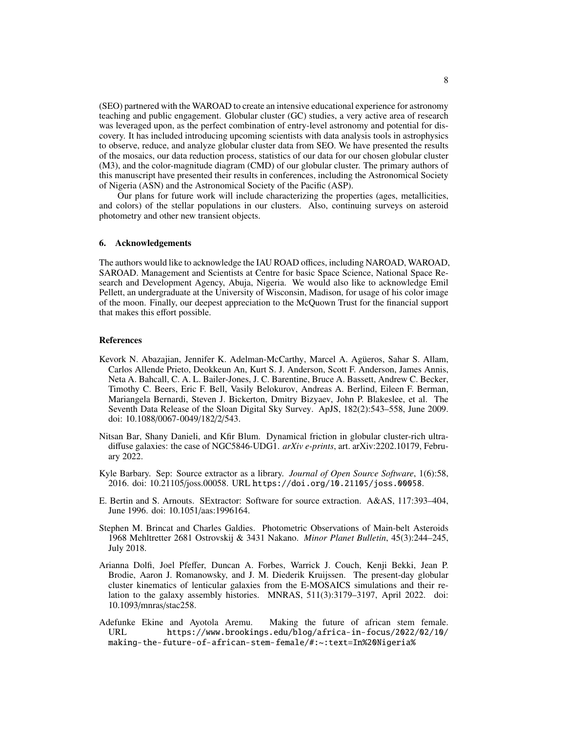(SEO) partnered with the WAROAD to create an intensive educational experience for astronomy teaching and public engagement. Globular cluster (GC) studies, a very active area of research was leveraged upon, as the perfect combination of entry-level astronomy and potential for discovery. It has included introducing upcoming scientists with data analysis tools in astrophysics to observe, reduce, and analyze globular cluster data from SEO. We have presented the results of the mosaics, our data reduction process, statistics of our data for our chosen globular cluster (M3), and the color-magnitude diagram (CMD) of our globular cluster. The primary authors of this manuscript have presented their results in conferences, including the Astronomical Society of Nigeria (ASN) and the Astronomical Society of the Pacific (ASP).

Our plans for future work will include characterizing the properties (ages, metallicities, and colors) of the stellar populations in our clusters. Also, continuing surveys on asteroid photometry and other new transient objects.

## 6. Acknowledgements

The authors would like to acknowledge the IAU ROAD offices, including NAROAD, WAROAD, SAROAD. Management and Scientists at Centre for basic Space Science, National Space Research and Development Agency, Abuja, Nigeria. We would also like to acknowledge Emil Pellett, an undergraduate at the University of Wisconsin, Madison, for usage of his color image of the moon. Finally, our deepest appreciation to the McQuown Trust for the financial support that makes this effort possible.

## References

Kevork N. Abazajian, Jennifer K. Adelman-McCarthy, Marcel A. Agüeros, Sahar S. Allam, Carlos Allende Prieto, Deokkeun An, Kurt S. J. Anderson, Scott F. Anderson, James Annis, Neta A. Bahcall, C. A. L. Bailer-Jones, J. C. Barentine, Bruce A. Bassett, Andrew C. Becker, Timothy C. Beers, Eric F. Bell, Vasily Belokurov, Andreas A. Berlind, Eileen F. Berman, Mariangela Bernardi, Steven J. Bickerton, Dmitry Bizyaev, John P. Blakeslee, et al. The Seventh Data Release of the Sloan Digital Sky Survey. ApJS, 182(2):543–558, June 2009. doi: 10.1088/0067-0049/182/2/543.

Nitsan Bar, Shany Danieli, and Kfir Blum. Dynamical friction in globular cluster-rich ultra-diffuse galaxies: the case of NGC5846-UDG1. *arXiv e-prints*, art. arXiv:2202.10179, February 2022.

Kyle Barbary. Sep: Source extractor as a library. *Journal of Open Source Software*, 1(6):58, 2016. doi: 10.21105/joss.00058. URL https://doi.org/10.21105/joss.00058.

E. Bertin and S. Arnouts. SExtractor: Software for source extraction. A&AS, 117:393–404, June 1996. doi: 10.1051/aas:1996164.

Stephen M. Brincat and Charles Galdies. Photometric Observations of Main-belt Asteroids 1968 Mehltretter 2681 Ostrovskij & 3431 Nakano. *Minor Planet Bulletin*, 45(3):244–245, July 2018.

Arianna Dolfi, Joel Pfeffer, Duncan A. Forbes, Warrick J. Couch, Kenji Bekki, Jean P. Brodie, Aaron J. Romanowsky, and J. M. Diederik Kruijssen. The present-day globular cluster kinematics of lenticular galaxies from the E-MOSAICS simulations and their relation to the galaxy assembly histories. MNRAS, 511(3):3179–3197, April 2022. doi: 10.1093/mnras/stac258.

Adefunke Ekine and Ayotola Aremu. Making the future of african stem female. URL https://www.brookings.edu/blog/africa-in-focus/2022/02/10/making-the-future-of-african-stem-female/#:~:text=In%20Nigeria%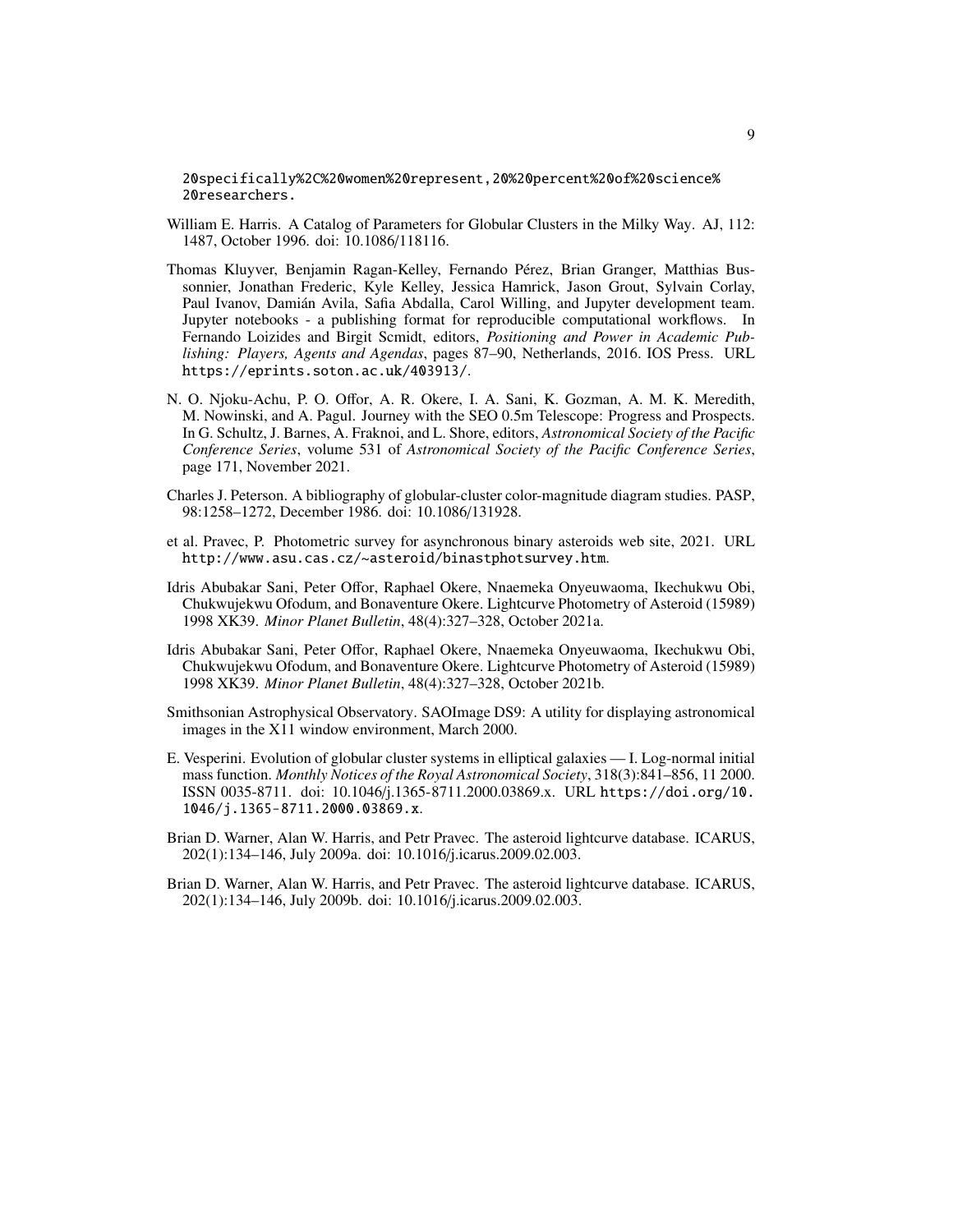20specifically%2C%20women%20represent,20%20percent%20of%20science%20researchers.

William E. Harris. A Catalog of Parameters for Globular Clusters in the Milky Way. AJ, 112: 1487, October 1996. doi: 10.1086/118116.

Thomas Kluyver, Benjamin Ragan-Kelley, Fernando Pérez, Brian Granger, Matthias Bussonnier, Jonathan Frederic, Kyle Kelley, Jessica Hamrick, Jason Grout, Sylvain Corlay, Paul Ivanov, Damián Avila, Safia Abdalla, Carol Willing, and Jupyter development team. Jupyter notebooks - a publishing format for reproducible computational workflows. In Fernando Loizides and Birgit Scmidt, editors, *Positioning and Power in Academic Publishing: Players, Agents and Agendas*, pages 87–90, Netherlands, 2016. IOS Press. URL https://eprints.soton.ac.uk/403913/.

N. O. Njoku-Achu, P. O. Offor, A. R. Okere, I. A. Sani, K. Gozman, A. M. K. Meredith, M. Nowinski, and A. Pagul. Journey with the SEO 0.5m Telescope: Progress and Prospects. In G. Schultz, J. Barnes, A. Fraknoi, and L. Shore, editors, *Astronomical Society of the Pacific Conference Series*, volume 531 of *Astronomical Society of the Pacific Conference Series*, page 171, November 2021.

Charles J. Peterson. A bibliography of globular-cluster color-magnitude diagram studies. PASP, 98:1258–1272, December 1986. doi: 10.1086/131928.

et al. Pravec, P. Photometric survey for asynchronous binary asteroids web site, 2021. URL http://www.asu.cas.cz/~asteroid/binastphotsurvey.htm.

Idris Abubakar Sani, Peter Offor, Raphael Okere, Nnaemeka Onyeuwaoma, Ikechukwu Obi, Chukwujekwu Ofodum, and Bonaventure Okere. Lightcurve Photometry of Asteroid (15989) 1998 XK39. *Minor Planet Bulletin*, 48(4):327–328, October 2021a.

Idris Abubakar Sani, Peter Offor, Raphael Okere, Nnaemeka Onyeuwaoma, Ikechukwu Obi, Chukwujekwu Ofodum, and Bonaventure Okere. Lightcurve Photometry of Asteroid (15989) 1998 XK39. *Minor Planet Bulletin*, 48(4):327–328, October 2021b.

Smithsonian Astrophysical Observatory. SAOImage DS9: A utility for displaying astronomical images in the X11 window environment, March 2000.

E. Vesperini. Evolution of globular cluster systems in elliptical galaxies — I. Log-normal initial mass function. *Monthly Notices of the Royal Astronomical Society*, 318(3):841–856, 11 2000. ISSN 0035-8711. doi: 10.1046/j.1365-8711.2000.03869.x. URL https://doi.org/10.1046/j.1365-8711.2000.03869.x.

Brian D. Warner, Alan W. Harris, and Petr Pravec. The asteroid lightcurve database. ICARUS, 202(1):134–146, July 2009a. doi: 10.1016/j.icarus.2009.02.003.

Brian D. Warner, Alan W. Harris, and Petr Pravec. The asteroid lightcurve database. ICARUS, 202(1):134–146, July 2009b. doi: 10.1016/j.icarus.2009.02.003.